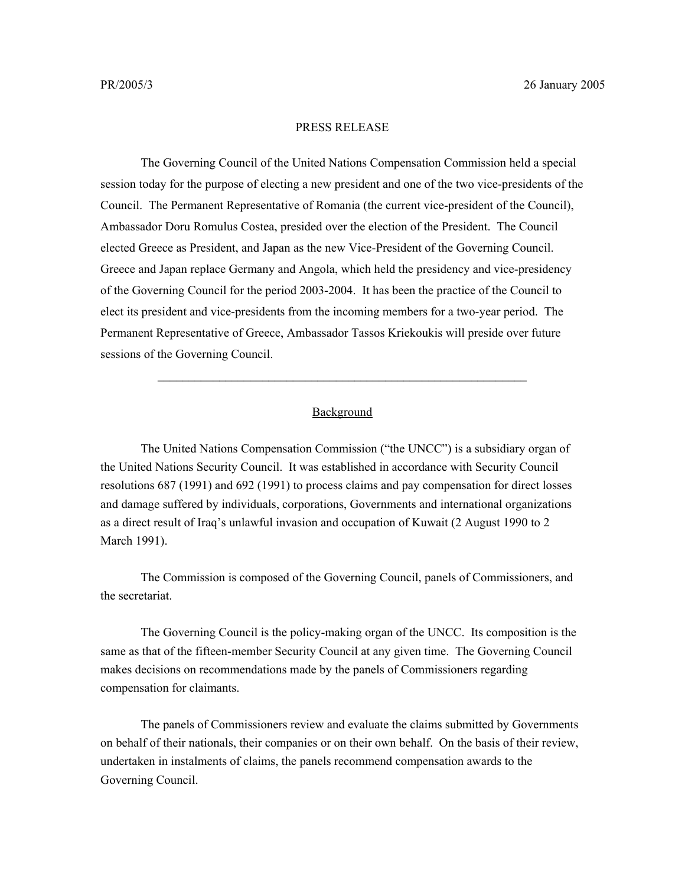PR/2005/3 26 January 2005

# PRESS RELEASE

The Governing Council of the United Nations Compensation Commission held a special session today for the purpose of electing a new president and one of the two vice-presidents of the Council. The Permanent Representative of Romania (the current vice-president of the Council), Ambassador Doru Romulus Costea, presided over the election of the President. The Council elected Greece as President, and Japan as the new Vice-President of the Governing Council. Greece and Japan replace Germany and Angola, which held the presidency and vice-presidency of the Governing Council for the period 2003-2004. It has been the practice of the Council to elect its president and vice-presidents from the incoming members for a two-year period. The Permanent Representative of Greece, Ambassador Tassos Kriekoukis will preside over future sessions of the Governing Council.

---

## Background

The United Nations Compensation Commission ("the UNCC") is a subsidiary organ of the United Nations Security Council. It was established in accordance with Security Council resolutions 687 (1991) and 692 (1991) to process claims and pay compensation for direct losses and damage suffered by individuals, corporations, Governments and international organizations as a direct result of Iraq's unlawful invasion and occupation of Kuwait (2 August 1990 to 2 March 1991).

The Commission is composed of the Governing Council, panels of Commissioners, and the secretariat.

The Governing Council is the policy-making organ of the UNCC. Its composition is the same as that of the fifteen-member Security Council at any given time. The Governing Council makes decisions on recommendations made by the panels of Commissioners regarding compensation for claimants.

The panels of Commissioners review and evaluate the claims submitted by Governments on behalf of their nationals, their companies or on their own behalf. On the basis of their review, undertaken in instalments of claims, the panels recommend compensation awards to the Governing Council.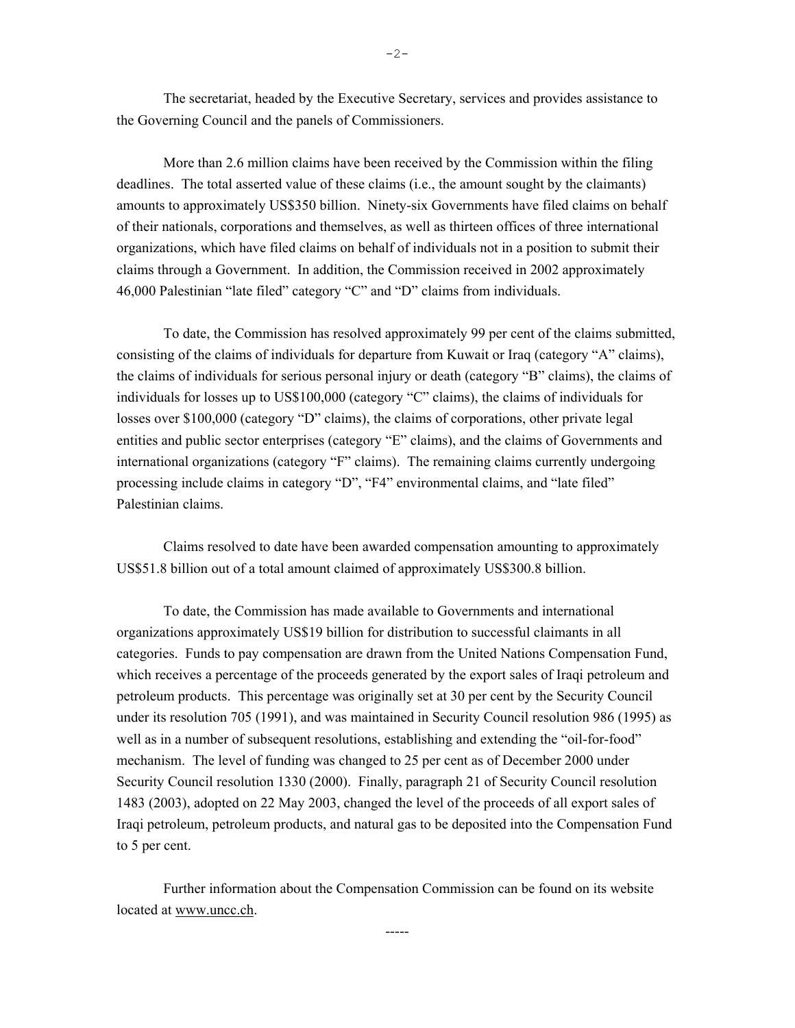The secretariat, headed by the Executive Secretary, services and provides assistance to the Governing Council and the panels of Commissioners.

More than 2.6 million claims have been received by the Commission within the filing deadlines. The total asserted value of these claims (i.e., the amount sought by the claimants) amounts to approximately US$350 billion. Ninety-six Governments have filed claims on behalf of their nationals, corporations and themselves, as well as thirteen offices of three international organizations, which have filed claims on behalf of individuals not in a position to submit their claims through a Government. In addition, the Commission received in 2002 approximately 46,000 Palestinian "late filed" category "C" and "D" claims from individuals.

To date, the Commission has resolved approximately 99 per cent of the claims submitted, consisting of the claims of individuals for departure from Kuwait or Iraq (category "A" claims), the claims of individuals for serious personal injury or death (category "B" claims), the claims of individuals for losses up to US$100,000 (category "C" claims), the claims of individuals for losses over $100,000 (category "D" claims), the claims of corporations, other private legal entities and public sector enterprises (category "E" claims), and the claims of Governments and international organizations (category "F" claims). The remaining claims currently undergoing processing include claims in category "D", "F4" environmental claims, and "late filed" Palestinian claims.

Claims resolved to date have been awarded compensation amounting to approximately US$51.8 billion out of a total amount claimed of approximately US$300.8 billion.

To date, the Commission has made available to Governments and international organizations approximately US$19 billion for distribution to successful claimants in all categories. Funds to pay compensation are drawn from the United Nations Compensation Fund, which receives a percentage of the proceeds generated by the export sales of Iraqi petroleum and petroleum products. This percentage was originally set at 30 per cent by the Security Council under its resolution 705 (1991), and was maintained in Security Council resolution 986 (1995) as well as in a number of subsequent resolutions, establishing and extending the "oil-for-food" mechanism. The level of funding was changed to 25 per cent as of December 2000 under Security Council resolution 1330 (2000). Finally, paragraph 21 of Security Council resolution 1483 (2003), adopted on 22 May 2003, changed the level of the proceeds of all export sales of Iraqi petroleum, petroleum products, and natural gas to be deposited into the Compensation Fund to 5 per cent.

Further information about the Compensation Commission can be found on its website located at www.uncc.ch.

-----